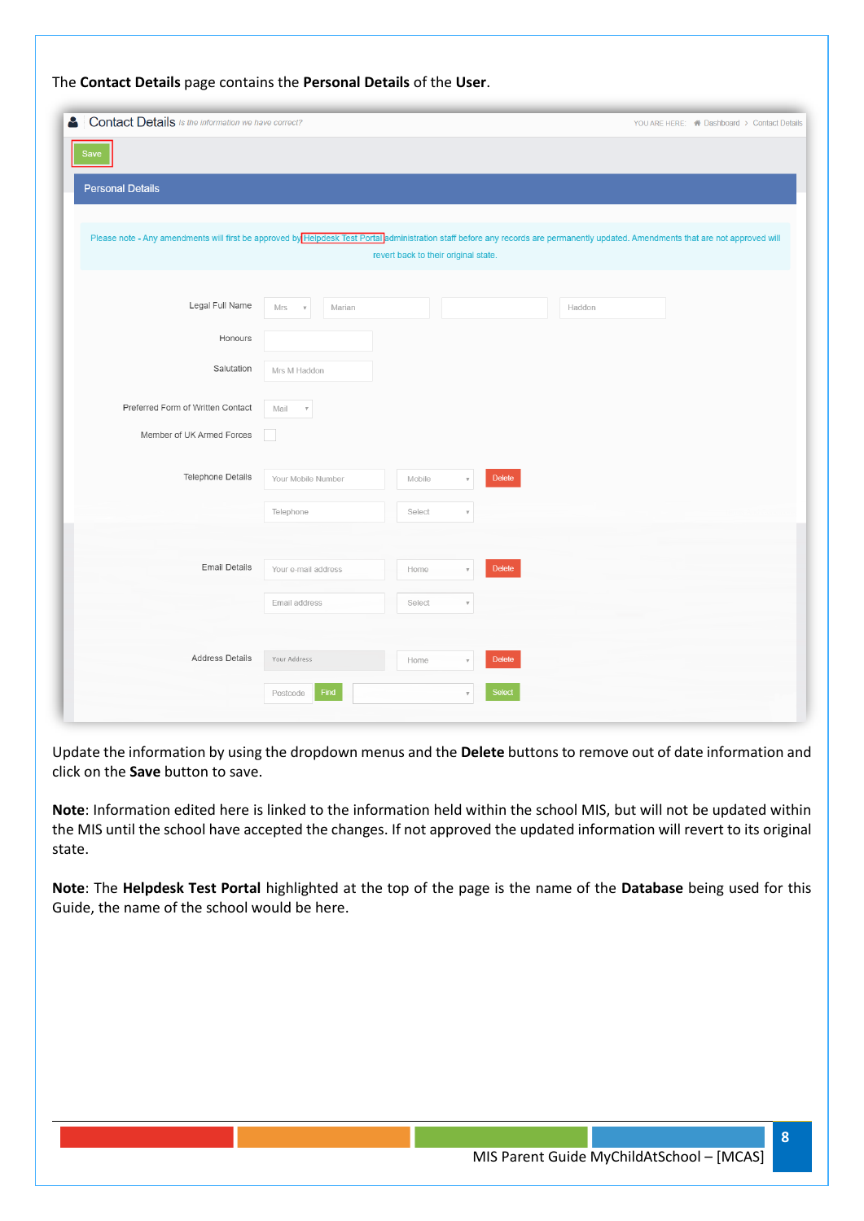The **Contact Details** page contains the **Personal Details** of the **User**.

Update the information by using the dropdown menus and the **Delete** buttons to remove out of date information and click on the **Save** button to save.

**Note**: Information edited here is linked to the information held within the school MIS, but will not be updated within the MIS until the school have accepted the changes. If not approved the updated information will revert to its original state.

**Note**: The **Helpdesk Test Portal** highlighted at the top of the page is the name of the **Database** being used for this Guide, the name of the school would be here.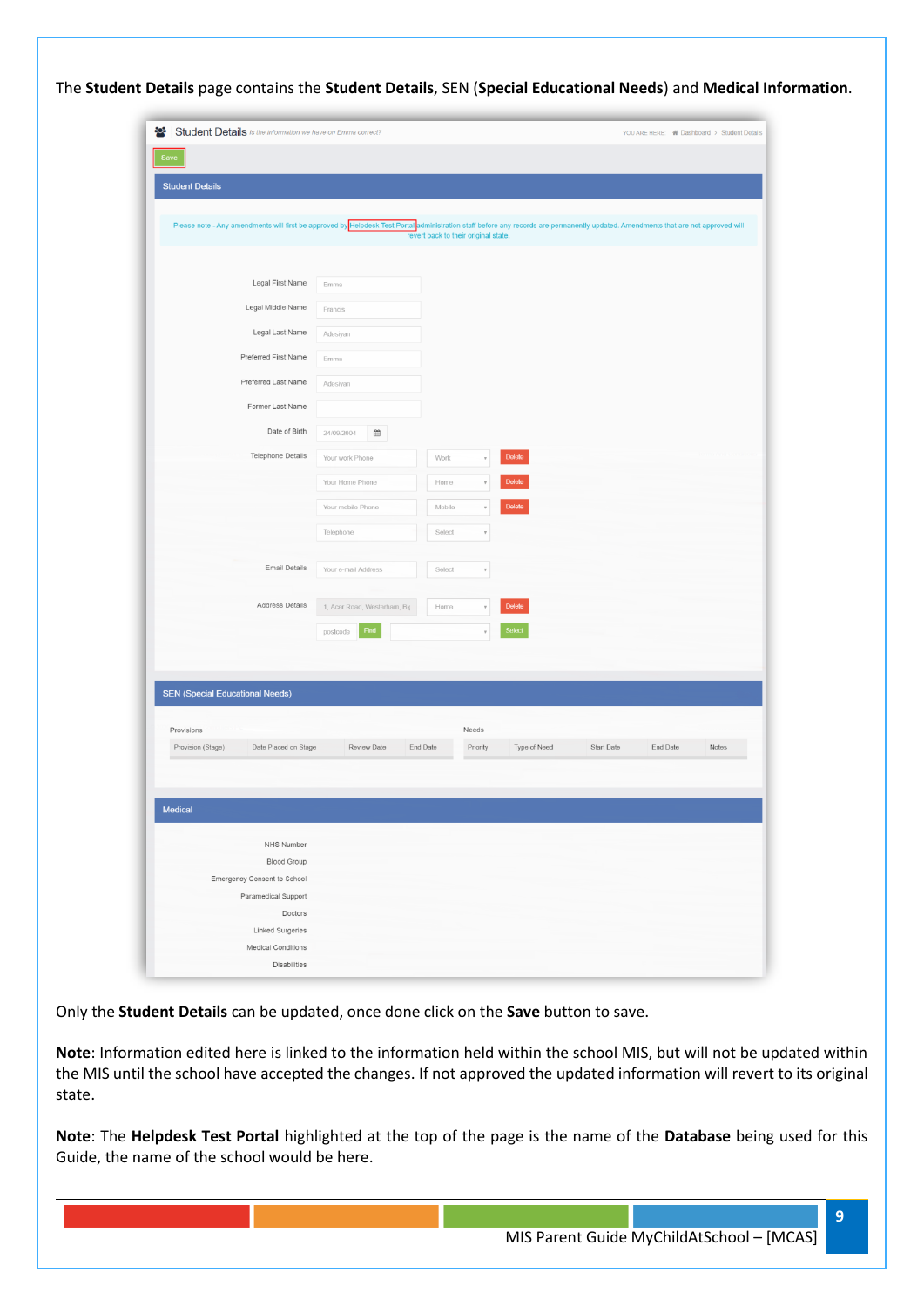The **Student Details** page contains the **Student Details**, SEN (**Special Educational Needs**) and **Medical Information**.

Student Details Is the information we have on Emma correct?

YOU ARE HERE: Dashboard > Student Details

Save

Student Details

Please note - Any amendments will first be approved by Helpdesk Test Portal administration staff before any records are permanently updated. Amendments that are not approved will revert back to their original state.

Legal First Name: Emma
Legal Middle Name: Francis
Legal Last Name: Adesiyan
Preferred First Name: Emma
Preferred Last Name: Adesiyan
Former Last Name:
Date of Birth: 24/09/2004
Telephone Details: Your work Phone (Work) Delete; Your Home Phone (Home) Delete; Your mobile Phone (Mobile) Delete; Telephone (Select)
Email Details: Your e-mail Address (Select)
Address Details: 1, Acer Road, Westerham, Bi (Home) Delete; postcode Find Select

SEN (Special Educational Needs)

Provisions

| Provision (Stage) | Date Placed on Stage | Review Date | End Date |
| --- | --- | --- | --- |

Needs

| Priority | Type of Need | Start Date | End Date | Notes |
| --- | --- | --- | --- | --- |

Medical

NHS Number
Blood Group
Emergency Consent to School
Paramedical Support
Doctors
Linked Surgeries
Medical Conditions
Disabilities

Only the **Student Details** can be updated, once done click on the **Save** button to save.

**Note**: Information edited here is linked to the information held within the school MIS, but will not be updated within the MIS until the school have accepted the changes. If not approved the updated information will revert to its original state.

**Note**: The **Helpdesk Test Portal** highlighted at the top of the page is the name of the **Database** being used for this Guide, the name of the school would be here.